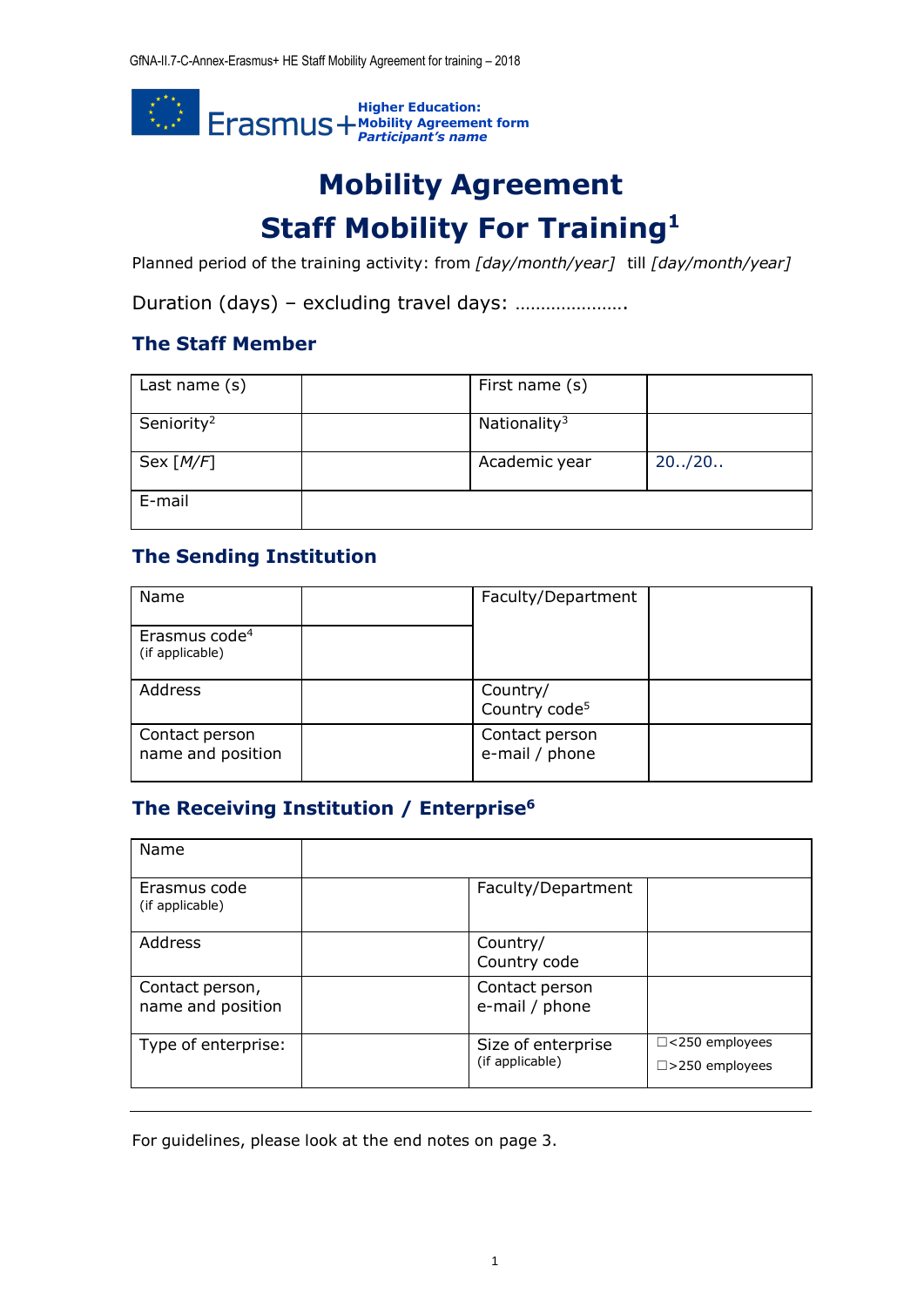Higher Education:
Mobility Agreement form
*Participant's name*

# Mobility Agreement

# Staff Mobility For Training[1]

Planned period of the training activity: from *[day/month/year]* till *[day/month/year]*

Duration (days) – excluding travel days: ………………….

## The Staff Member

| Last name (s) | | First name (s) | |
|---|---|---|---|
| Seniority[2] | | Nationality[3] | |
| Sex *[M/F]* | | Academic year | 20../20.. |
| E-mail | | | |

## The Sending Institution

| Name | | Faculty/Department | |
|---|---|---|---|
| Erasmus code[4] (if applicable) | | | |
| Address | | Country/ Country code[5] | |
| Contact person name and position | | Contact person e-mail / phone | |

## The Receiving Institution / Enterprise[6]

| Name | | | |
|---|---|---|---|
| Erasmus code (if applicable) | | Faculty/Department | |
| Address | | Country/ Country code | |
| Contact person, name and position | | Contact person e-mail / phone | |
| Type of enterprise: | | Size of enterprise (if applicable) | ☐<250 employees ☐>250 employees |

For guidelines, please look at the end notes on page 3.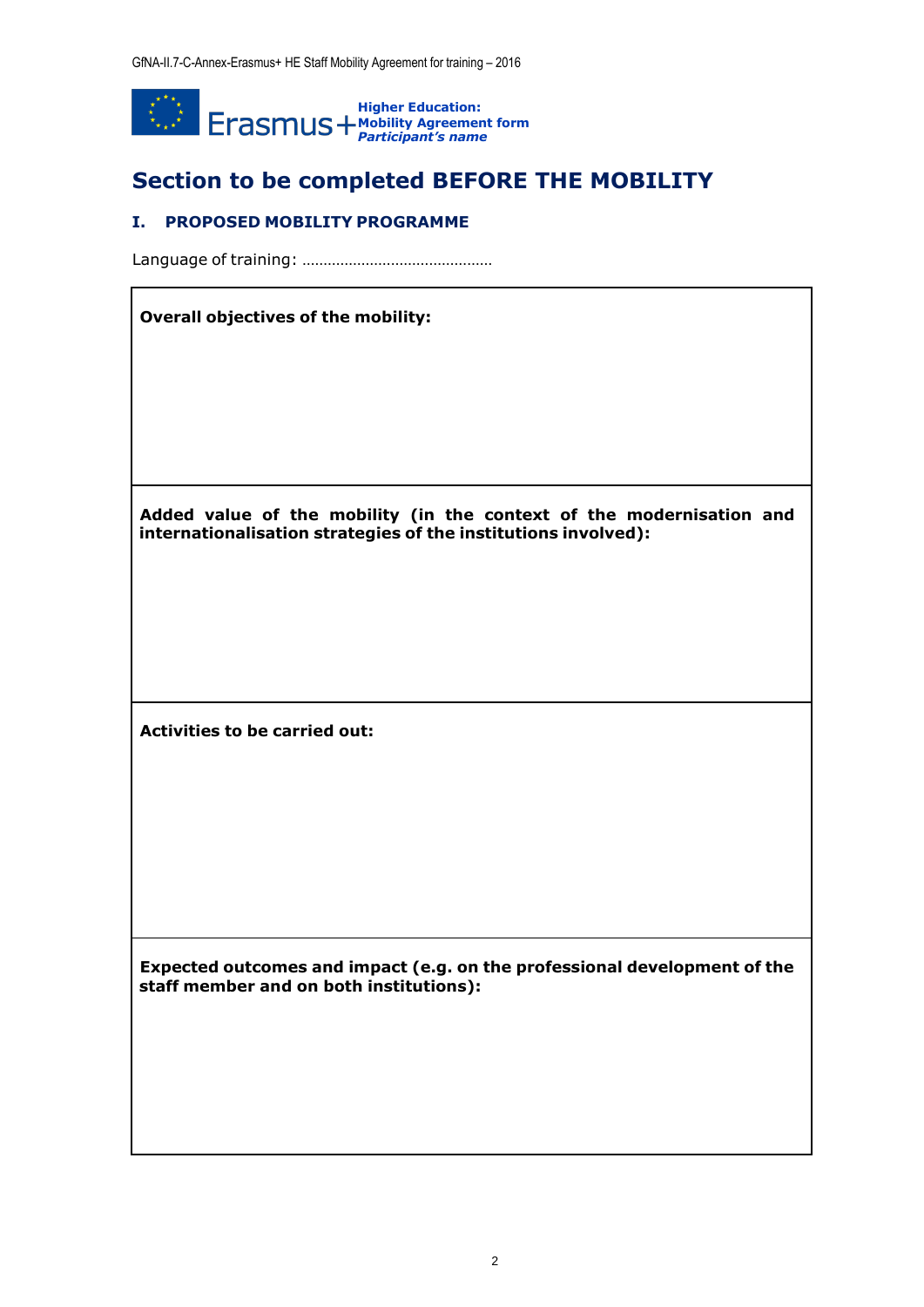**Higher Education:**
**Mobility Agreement form**
***Participant's name***

# Section to be completed BEFORE THE MOBILITY

## I. PROPOSED MOBILITY PROGRAMME

Language of training: ………………………………………

| **Overall objectives of the mobility:** |
|---|
| **Added value of the mobility (in the context of the modernisation and internationalisation strategies of the institutions involved):** |
| **Activities to be carried out:** |
| **Expected outcomes and impact (e.g. on the professional development of the staff member and on both institutions):** |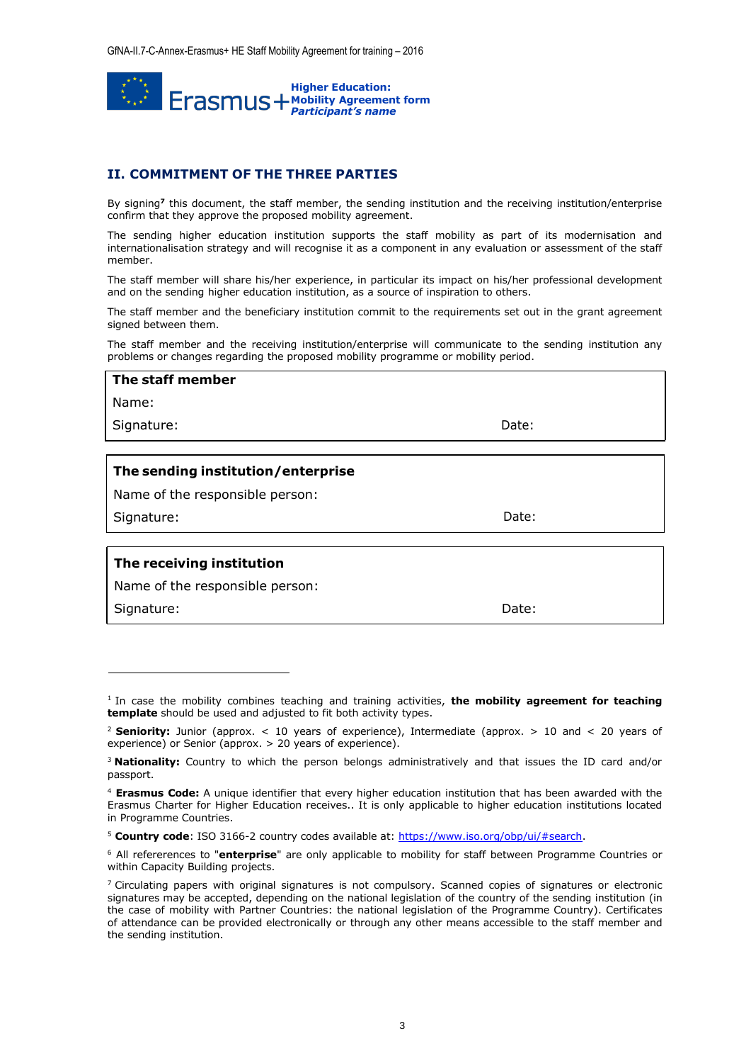## II. COMMITMENT OF THE THREE PARTIES

By signing[7] this document, the staff member, the sending institution and the receiving institution/enterprise confirm that they approve the proposed mobility agreement.

The sending higher education institution supports the staff mobility as part of its modernisation and internationalisation strategy and will recognise it as a component in any evaluation or assessment of the staff member.

The staff member will share his/her experience, in particular its impact on his/her professional development and on the sending higher education institution, as a source of inspiration to others.

The staff member and the beneficiary institution commit to the requirements set out in the grant agreement signed between them.

The staff member and the receiving institution/enterprise will communicate to the sending institution any problems or changes regarding the proposed mobility programme or mobility period.

| | |
|---|---|
| **The staff member** | |
| Name: | |
| Signature: | Date: |

| | |
|---|---|
| **The sending institution/enterprise** | |
| Name of the responsible person: | |
| Signature: | Date: |

| | |
|---|---|
| **The receiving institution** | |
| Name of the responsible person: | |
| Signature: | Date: |

---

[1] In case the mobility combines teaching and training activities, **the mobility agreement for teaching template** should be used and adjusted to fit both activity types.

[2] **Seniority:** Junior (approx. < 10 years of experience), Intermediate (approx. > 10 and < 20 years of experience) or Senior (approx. > 20 years of experience).

[3] **Nationality:** Country to which the person belongs administratively and that issues the ID card and/or passport.

[4] **Erasmus Code:** A unique identifier that every higher education institution that has been awarded with the Erasmus Charter for Higher Education receives.. It is only applicable to higher education institutions located in Programme Countries.

[5] **Country code**: ISO 3166-2 country codes available at: https://www.iso.org/obp/ui/#search.

[6] All refereences to "**enterprise**" are only applicable to mobility for staff between Programme Countries or within Capacity Building projects.

[7] Circulating papers with original signatures is not compulsory. Scanned copies of signatures or electronic signatures may be accepted, depending on the national legislation of the country of the sending institution (in the case of mobility with Partner Countries: the national legislation of the Programme Country). Certificates of attendance can be provided electronically or through any other means accessible to the staff member and the sending institution.